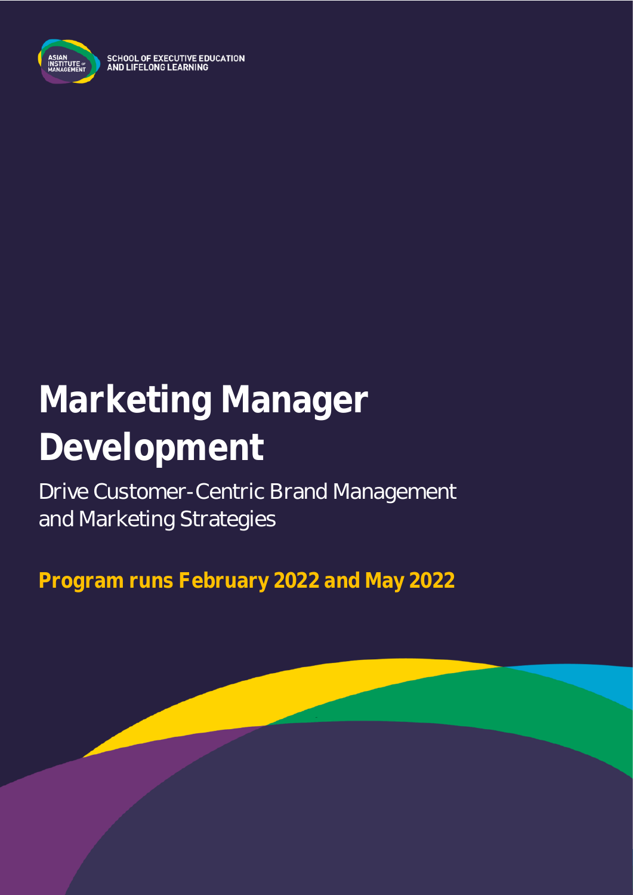ASIAN INSTITUTE OF MANAGEMENT

SCHOOL OF EXECUTIVE EDUCATION AND LIFELONG LEARNING

# Marketing Manager Development

Drive Customer-Centric Brand Management and Marketing Strategies

**Program runs February 2022 and May 2022**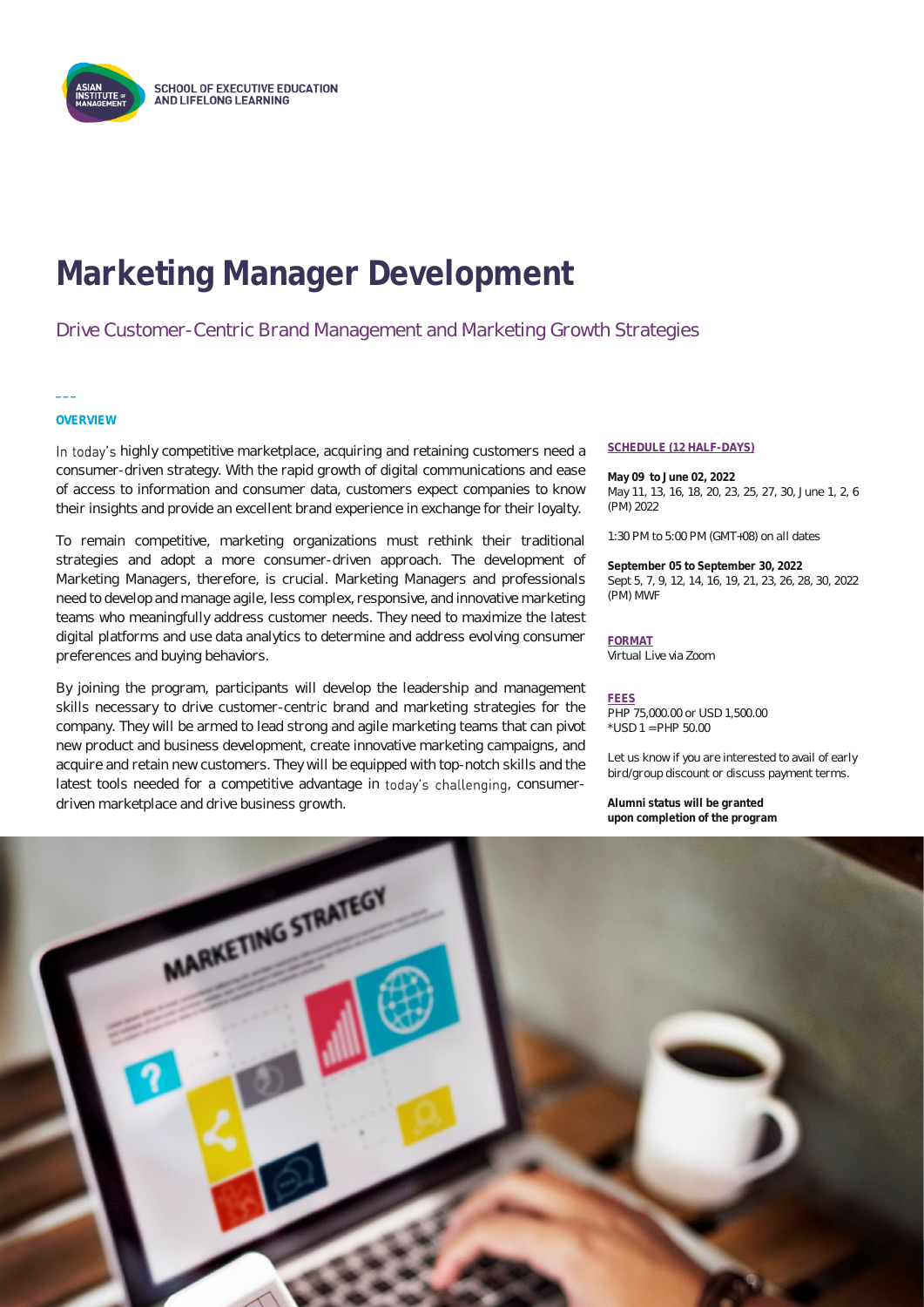# Marketing Manager Development

## Drive Customer-Centric Brand Management and Marketing Growth Strategies

### OVERVIEW

In today's highly competitive marketplace, acquiring and retaining customers need a consumer-driven strategy. With the rapid growth of digital communications and ease of access to information and consumer data, customers expect companies to know their insights and provide an excellent brand experience in exchange for their loyalty.

To remain competitive, marketing organizations must rethink their traditional strategies and adopt a more consumer-driven approach. The development of Marketing Managers, therefore, is crucial. Marketing Managers and professionals need to develop and manage agile, less complex, responsive, and innovative marketing teams who meaningfully address customer needs. They need to maximize the latest digital platforms and use data analytics to determine and address evolving consumer preferences and buying behaviors.

By joining the program, participants will develop the leadership and management skills necessary to drive customer-centric brand and marketing strategies for the company. They will be armed to lead strong and agile marketing teams that can pivot new product and business development, create innovative marketing campaigns, and acquire and retain new customers. They will be equipped with top-notch skills and the latest tools needed for a competitive advantage in today's challenging, consumer-driven marketplace and drive business growth.

### SCHEDULE (12 HALF-DAYS)

**May 09 to June 02, 2022**
May 11, 13, 16, 18, 20, 23, 25, 27, 30, June 1, 2, 6 (PM) 2022

1:30 PM to 5:00 PM (GMT+08) on all dates

**September 05 to September 30, 2022**
Sept 5, 7, 9, 12, 14, 16, 19, 21, 23, 26, 28, 30, 2022 (PM) MWF

### FORMAT

Virtual Live via Zoom

### FEES

PHP 75,000.00 or USD 1,500.00
*USD 1 = PHP 50.00

Let us know if you are interested to avail of early bird/group discount or discuss payment terms.

**Alumni status will be granted upon completion of the program**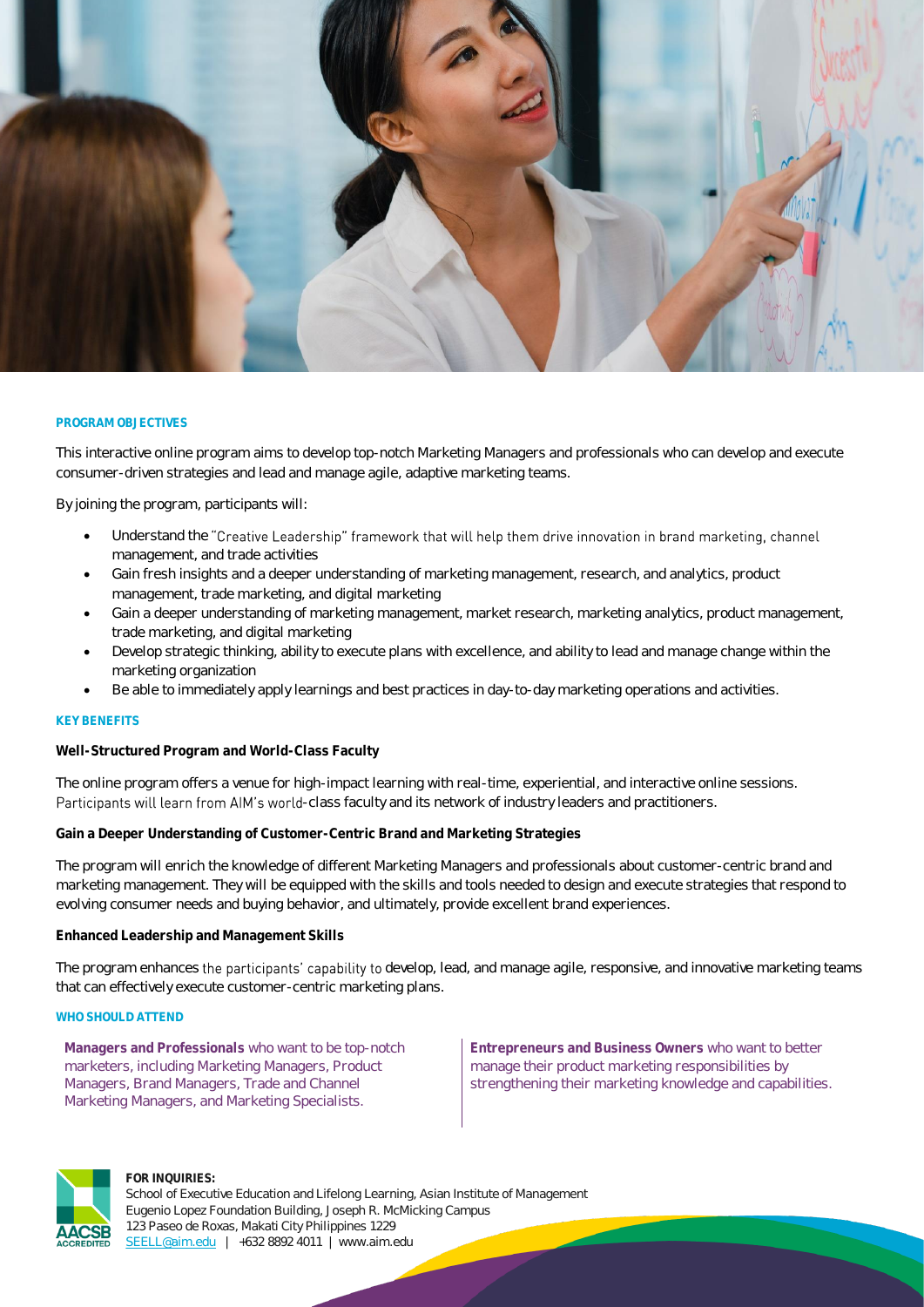## PROGRAM OBJECTIVES

This interactive online program aims to develop top-notch Marketing Managers and professionals who can develop and execute consumer-driven strategies and lead and manage agile, adaptive marketing teams.

By joining the program, participants will:

- Understand the "Creative Leadership" framework that will help them drive innovation in brand marketing, channel management, and trade activities
- Gain fresh insights and a deeper understanding of marketing management, research, and analytics, product management, trade marketing, and digital marketing
- Gain a deeper understanding of marketing management, market research, marketing analytics, product management, trade marketing, and digital marketing
- Develop strategic thinking, ability to execute plans with excellence, and ability to lead and manage change within the marketing organization
- Be able to immediately apply learnings and best practices in day-to-day marketing operations and activities.

## KEY BENEFITS

**Well-Structured Program and World-Class Faculty**

The online program offers a venue for high-impact learning with real-time, experiential, and interactive online sessions. Participants will learn from AIM's world-class faculty and its network of industry leaders and practitioners.

**Gain a Deeper Understanding of Customer-Centric Brand and Marketing Strategies**

The program will enrich the knowledge of different Marketing Managers and professionals about customer-centric brand and marketing management. They will be equipped with the skills and tools needed to design and execute strategies that respond to evolving consumer needs and buying behavior, and ultimately, provide excellent brand experiences.

**Enhanced Leadership and Management Skills**

The program enhances the participants' capability to develop, lead, and manage agile, responsive, and innovative marketing teams that can effectively execute customer-centric marketing plans.

## WHO SHOULD ATTEND

**Managers and Professionals** who want to be top-notch marketers, including Marketing Managers, Product Managers, Brand Managers, Trade and Channel Marketing Managers, and Marketing Specialists.

**Entrepreneurs and Business Owners** who want to better manage their product marketing responsibilities by strengthening their marketing knowledge and capabilities.

**FOR INQUIRIES:**
School of Executive Education and Lifelong Learning, Asian Institute of Management
Eugenio Lopez Foundation Building, Joseph R. McMicking Campus
123 Paseo de Roxas, Makati City Philippines 1229
SEELL@aim.edu | +632 8892 4011 | www.aim.edu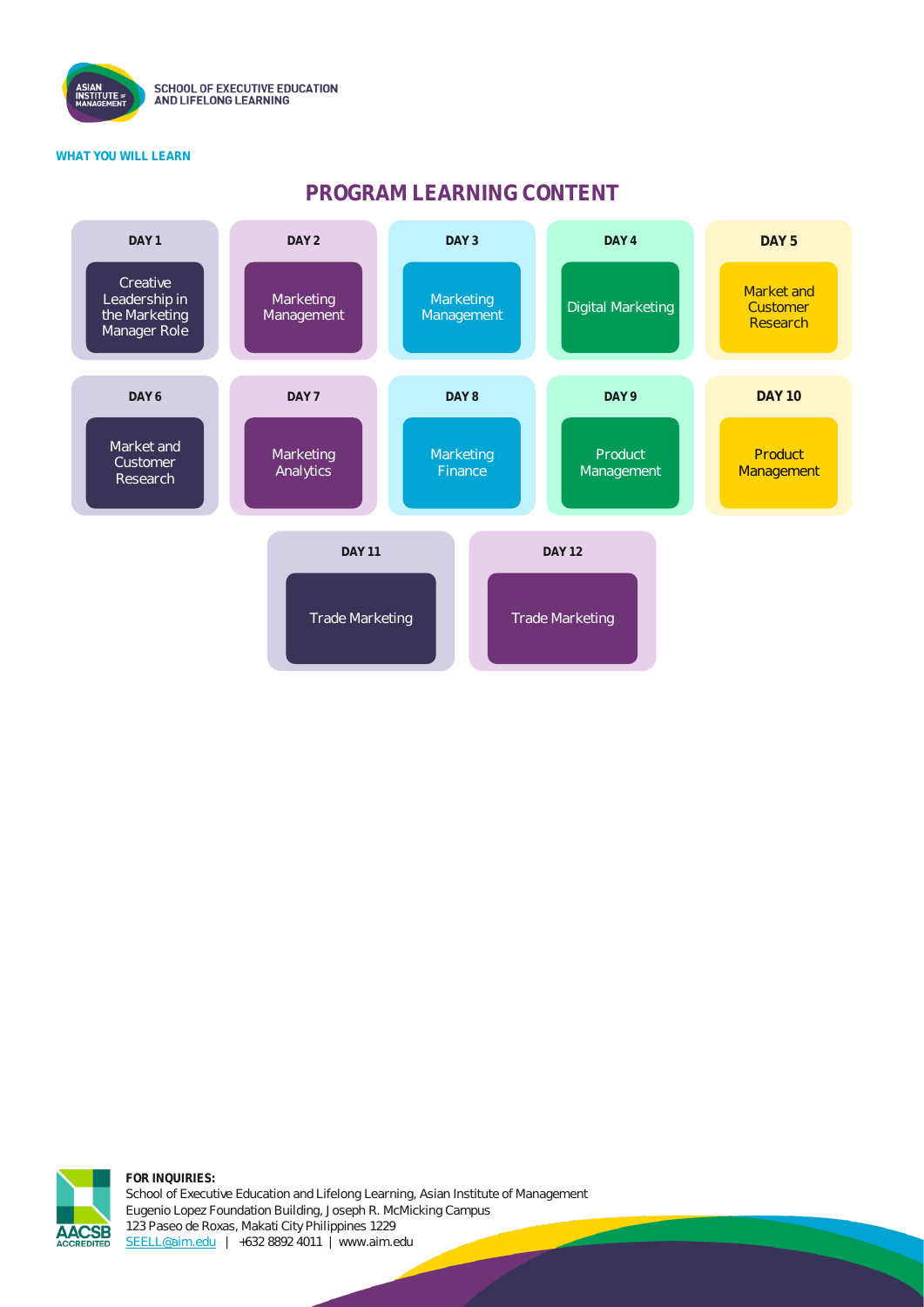**WHAT YOU WILL LEARN**

## PROGRAM LEARNING CONTENT

| Day | Topic |
| --- | --- |
| DAY 1 | Creative Leadership in the Marketing Manager Role |
| DAY 2 | Marketing Management |
| DAY 3 | Marketing Management |
| DAY 4 | Digital Marketing |
| DAY 5 | Market and Customer Research |
| DAY 6 | Market and Customer Research |
| DAY 7 | Marketing Analytics |
| DAY 8 | Marketing Finance |
| DAY 9 | Product Management |
| DAY 10 | Product Management |
| DAY 11 | Trade Marketing |
| DAY 12 | Trade Marketing |

**FOR INQUIRIES:**
School of Executive Education and Lifelong Learning, Asian Institute of Management
Eugenio Lopez Foundation Building, Joseph R. McMicking Campus
123 Paseo de Roxas, Makati City Philippines 1229
SEELL@aim.edu | +632 8892 4011 | www.aim.edu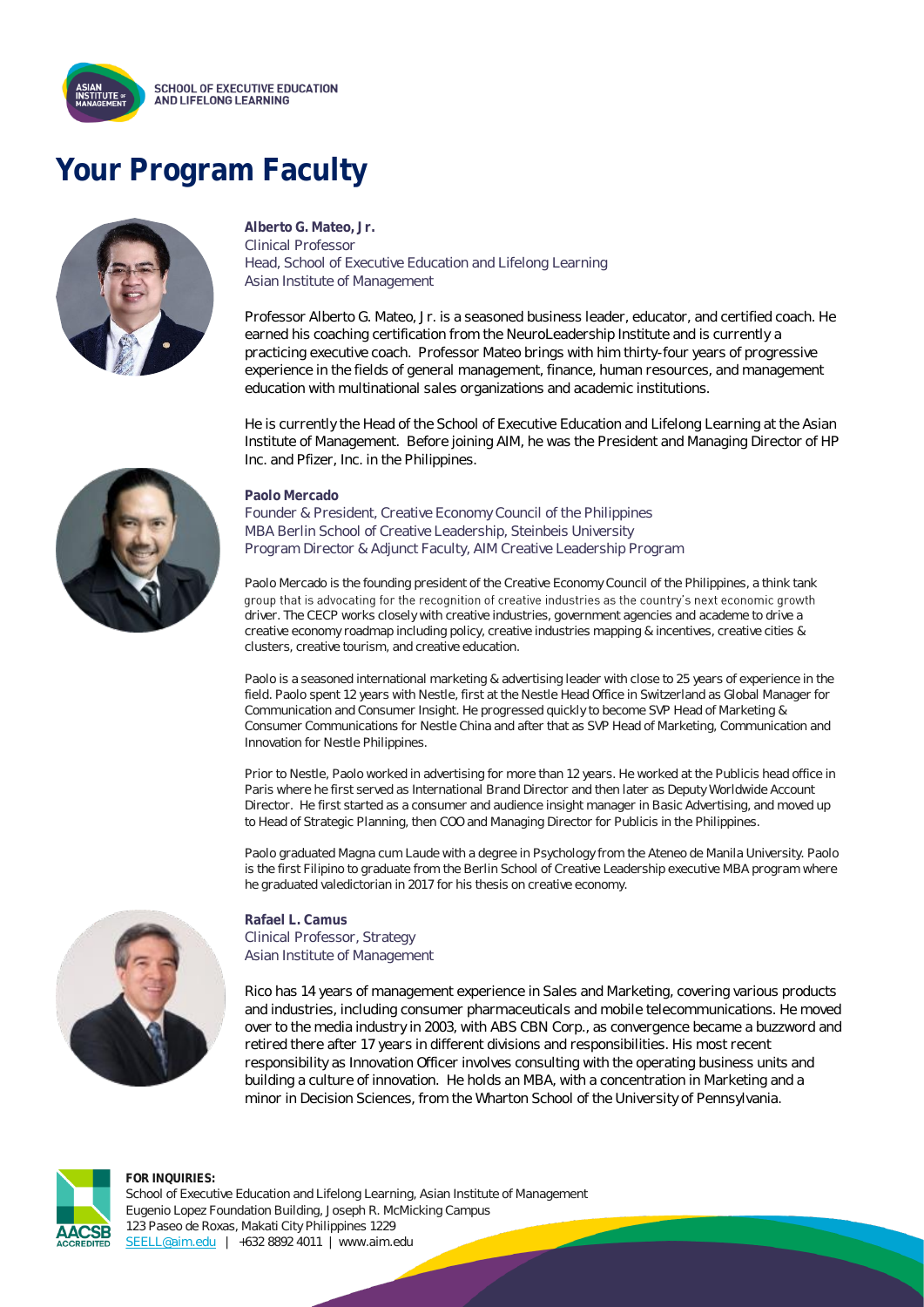# Your Program Faculty

**Alberto G. Mateo, Jr.**
Clinical Professor
Head, School of Executive Education and Lifelong Learning
Asian Institute of Management

Professor Alberto G. Mateo, Jr. is a seasoned business leader, educator, and certified coach. He earned his coaching certification from the NeuroLeadership Institute and is currently a practicing executive coach. Professor Mateo brings with him thirty-four years of progressive experience in the fields of general management, finance, human resources, and management education with multinational sales organizations and academic institutions.

He is currently the Head of the School of Executive Education and Lifelong Learning at the Asian Institute of Management. Before joining AIM, he was the President and Managing Director of HP Inc. and Pfizer, Inc. in the Philippines.

**Paolo Mercado**
Founder & President, Creative Economy Council of the Philippines
MBA Berlin School of Creative Leadership, Steinbeis University
Program Director & Adjunct Faculty, AIM Creative Leadership Program

Paolo Mercado is the founding president of the Creative Economy Council of the Philippines, a think tank group that is advocating for the recognition of creative industries as the country's next economic growth driver. The CECP works closely with creative industries, government agencies and academe to drive a creative economy roadmap including policy, creative industries mapping & incentives, creative cities & clusters, creative tourism, and creative education.

Paolo is a seasoned international marketing & advertising leader with close to 25 years of experience in the field. Paolo spent 12 years with Nestle, first at the Nestle Head Office in Switzerland as Global Manager for Communication and Consumer Insight. He progressed quickly to become SVP Head of Marketing & Consumer Communications for Nestle China and after that as SVP Head of Marketing, Communication and Innovation for Nestle Philippines.

Prior to Nestle, Paolo worked in advertising for more than 12 years. He worked at the Publicis head office in Paris where he first served as International Brand Director and then later as Deputy Worldwide Account Director. He first started as a consumer and audience insight manager in Basic Advertising, and moved up to Head of Strategic Planning, then COO and Managing Director for Publicis in the Philippines.

Paolo graduated Magna cum Laude with a degree in Psychology from the Ateneo de Manila University. Paolo is the first Filipino to graduate from the Berlin School of Creative Leadership executive MBA program where he graduated valedictorian in 2017 for his thesis on creative economy.

**Rafael L. Camus**
Clinical Professor, Strategy
Asian Institute of Management

Rico has 14 years of management experience in Sales and Marketing, covering various products and industries, including consumer pharmaceuticals and mobile telecommunications. He moved over to the media industry in 2003, with ABS CBN Corp., as convergence became a buzzword and retired there after 17 years in different divisions and responsibilities. His most recent responsibility as Innovation Officer involves consulting with the operating business units and building a culture of innovation. He holds an MBA, with a concentration in Marketing and a minor in Decision Sciences, from the Wharton School of the University of Pennsylvania.

**FOR INQUIRIES:**
School of Executive Education and Lifelong Learning, Asian Institute of Management
Eugenio Lopez Foundation Building, Joseph R. McMicking Campus
123 Paseo de Roxas, Makati City Philippines 1229
SEELL@aim.edu | +632 8892 4011 | www.aim.edu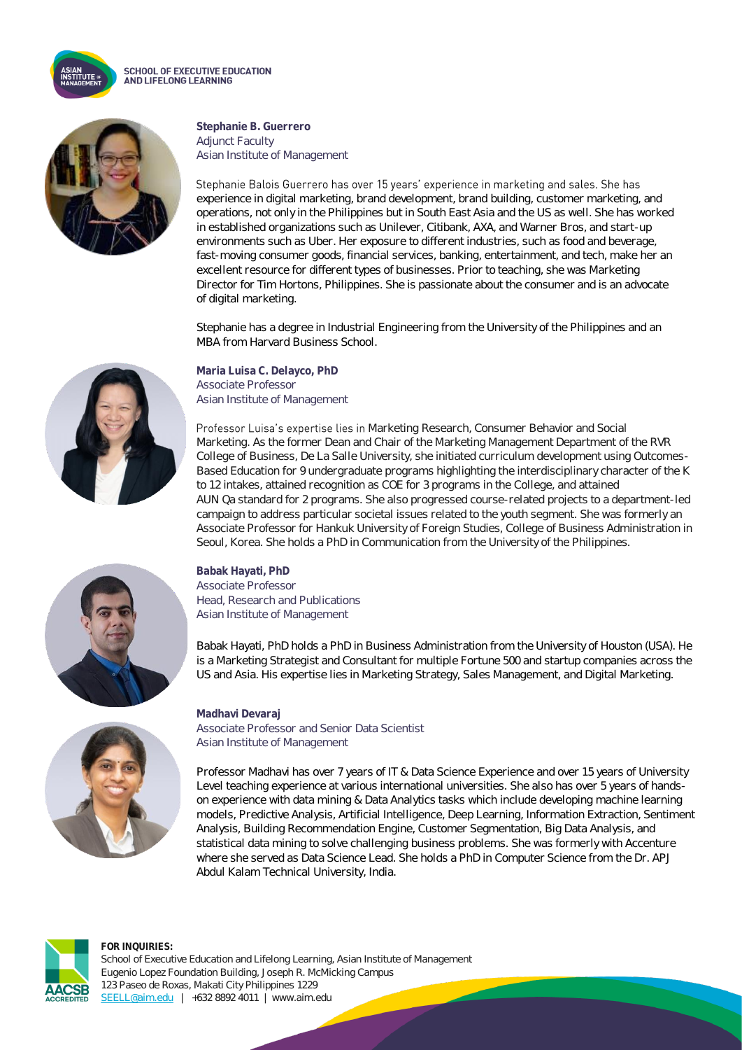**Stephanie B. Guerrero**
Adjunct Faculty
Asian Institute of Management

Stephanie Balois Guerrero has over 15 years' experience in marketing and sales. She has experience in digital marketing, brand development, brand building, customer marketing, and operations, not only in the Philippines but in South East Asia and the US as well. She has worked in established organizations such as Unilever, Citibank, AXA, and Warner Bros, and start-up environments such as Uber. Her exposure to different industries, such as food and beverage, fast-moving consumer goods, financial services, banking, entertainment, and tech, make her an excellent resource for different types of businesses. Prior to teaching, she was Marketing Director for Tim Hortons, Philippines. She is passionate about the consumer and is an advocate of digital marketing.

Stephanie has a degree in Industrial Engineering from the University of the Philippines and an MBA from Harvard Business School.

**Maria Luisa C. Delayco, PhD**
Associate Professor
Asian Institute of Management

Professor Luisa's expertise lies in Marketing Research, Consumer Behavior and Social Marketing. As the former Dean and Chair of the Marketing Management Department of the RVR College of Business, De La Salle University, she initiated curriculum development using Outcomes-Based Education for 9 undergraduate programs highlighting the interdisciplinary character of the K to 12 intakes, attained recognition as COE for 3 programs in the College, and attained AUN Qa standard for 2 programs. She also progressed course-related projects to a department-led campaign to address particular societal issues related to the youth segment. She was formerly an Associate Professor for Hankuk University of Foreign Studies, College of Business Administration in Seoul, Korea. She holds a PhD in Communication from the University of the Philippines.

**Babak Hayati, PhD**
Associate Professor
Head, Research and Publications
Asian Institute of Management

Babak Hayati, PhD holds a PhD in Business Administration from the University of Houston (USA). He is a Marketing Strategist and Consultant for multiple Fortune 500 and startup companies across the US and Asia. His expertise lies in Marketing Strategy, Sales Management, and Digital Marketing.

**Madhavi Devaraj**
Associate Professor and Senior Data Scientist
Asian Institute of Management

Professor Madhavi has over 7 years of IT & Data Science Experience and over 15 years of University Level teaching experience at various international universities. She also has over 5 years of hands-on experience with data mining & Data Analytics tasks which include developing machine learning models, Predictive Analysis, Artificial Intelligence, Deep Learning, Information Extraction, Sentiment Analysis, Building Recommendation Engine, Customer Segmentation, Big Data Analysis, and statistical data mining to solve challenging business problems. She was formerly with Accenture where she served as Data Science Lead. She holds a PhD in Computer Science from the Dr. APJ Abdul Kalam Technical University, India.

**FOR INQUIRIES:**
School of Executive Education and Lifelong Learning, Asian Institute of Management
Eugenio Lopez Foundation Building, Joseph R. McMicking Campus
123 Paseo de Roxas, Makati City Philippines 1229
SEELL@aim.edu | +632 8892 4011 | www.aim.edu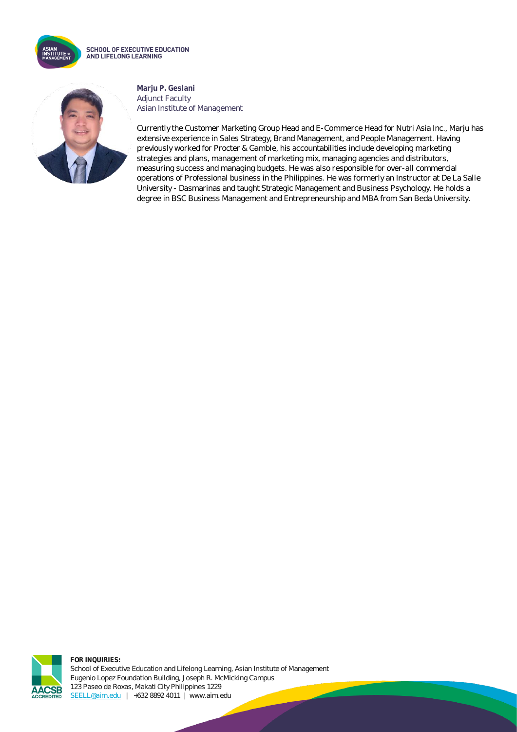**Marju P. Geslani**
Adjunct Faculty
Asian Institute of Management

Currently the Customer Marketing Group Head and E-Commerce Head for Nutri Asia Inc., Marju has extensive experience in Sales Strategy, Brand Management, and People Management. Having previously worked for Procter & Gamble, his accountabilities include developing marketing strategies and plans, management of marketing mix, managing agencies and distributors, measuring success and managing budgets. He was also responsible for over-all commercial operations of Professional business in the Philippines. He was formerly an Instructor at De La Salle University - Dasmarinas and taught Strategic Management and Business Psychology. He holds a degree in BSC Business Management and Entrepreneurship and MBA from San Beda University.

**FOR INQUIRIES:**
School of Executive Education and Lifelong Learning, Asian Institute of Management
Eugenio Lopez Foundation Building, Joseph R. McMicking Campus
123 Paseo de Roxas, Makati City Philippines 1229
SEELL@aim.edu | +632 8892 4011 | www.aim.edu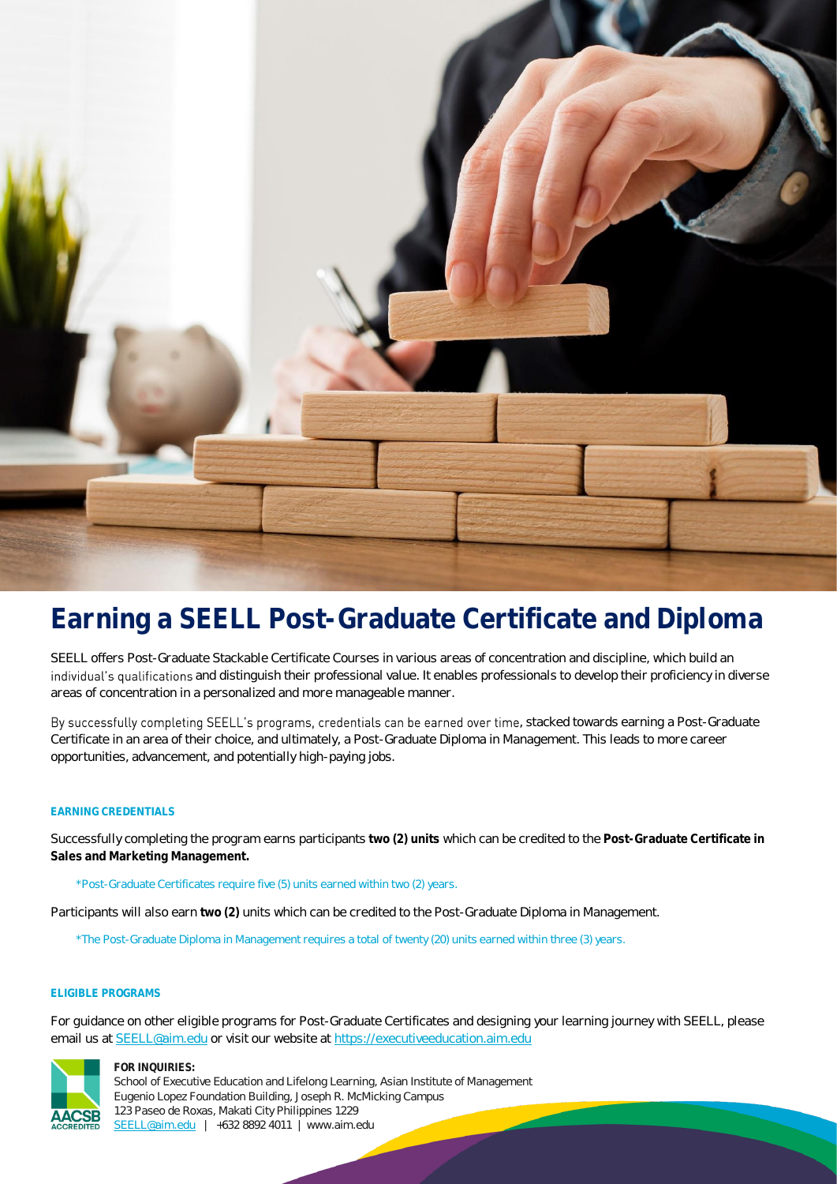# Earning a SEELL Post-Graduate Certificate and Diploma

SEELL offers Post-Graduate Stackable Certificate Courses in various areas of concentration and discipline, which build an individual's qualifications and distinguish their professional value. It enables professionals to develop their proficiency in diverse areas of concentration in a personalized and more manageable manner.

By successfully completing SEELL's programs, credentials can be earned over time, stacked towards earning a Post-Graduate Certificate in an area of their choice, and ultimately, a Post-Graduate Diploma in Management. This leads to more career opportunities, advancement, and potentially high-paying jobs.

#### EARNING CREDENTIALS

Successfully completing the program earns participants **two (2) units** which can be credited to the **Post-Graduate Certificate in Sales and Marketing Management.**

*Post-Graduate Certificates require five (5) units earned within two (2) years.

Participants will also earn **two (2)** units which can be credited to the Post-Graduate Diploma in Management.

*The Post-Graduate Diploma in Management requires a total of twenty (20) units earned within three (3) years.

#### ELIGIBLE PROGRAMS

For guidance on other eligible programs for Post-Graduate Certificates and designing your learning journey with SEELL, please email us at SEELL@aim.edu or visit our website at https://executiveeducation.aim.edu

AACSB ACCREDITED

**FOR INQUIRIES:**
School of Executive Education and Lifelong Learning, Asian Institute of Management
Eugenio Lopez Foundation Building, Joseph R. McMicking Campus
123 Paseo de Roxas, Makati City Philippines 1229
SEELL@aim.edu | +632 8892 4011 | www.aim.edu